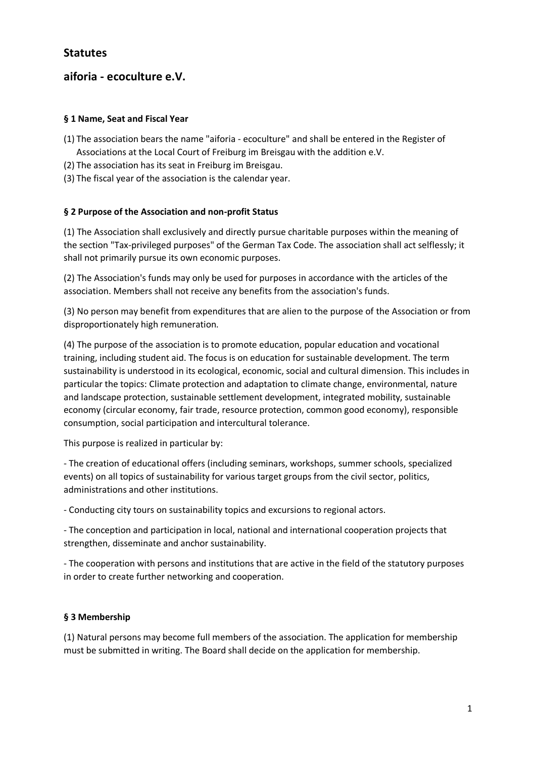# Statutes

## aiforia - ecoculture e.V.

### § 1 Name, Seat and Fiscal Year

(1) The association bears the name "aiforia - ecoculture" and shall be entered in the Register of Associations at the Local Court of Freiburg im Breisgau with the addition e.V.

(2) The association has its seat in Freiburg im Breisgau.

(3) The fiscal year of the association is the calendar year.

### § 2 Purpose of the Association and non-profit Status

(1) The Association shall exclusively and directly pursue charitable purposes within the meaning of the section "Tax-privileged purposes" of the German Tax Code. The association shall act selflessly; it shall not primarily pursue its own economic purposes.

(2) The Association's funds may only be used for purposes in accordance with the articles of the association. Members shall not receive any benefits from the association's funds.

(3) No person may benefit from expenditures that are alien to the purpose of the Association or from disproportionately high remuneration.

(4) The purpose of the association is to promote education, popular education and vocational training, including student aid. The focus is on education for sustainable development. The term sustainability is understood in its ecological, economic, social and cultural dimension. This includes in particular the topics: Climate protection and adaptation to climate change, environmental, nature and landscape protection, sustainable settlement development, integrated mobility, sustainable economy (circular economy, fair trade, resource protection, common good economy), responsible consumption, social participation and intercultural tolerance.

This purpose is realized in particular by:

- The creation of educational offers (including seminars, workshops, summer schools, specialized events) on all topics of sustainability for various target groups from the civil sector, politics, administrations and other institutions.

- Conducting city tours on sustainability topics and excursions to regional actors.

- The conception and participation in local, national and international cooperation projects that strengthen, disseminate and anchor sustainability.

- The cooperation with persons and institutions that are active in the field of the statutory purposes in order to create further networking and cooperation.

### § 3 Membership

(1) Natural persons may become full members of the association. The application for membership must be submitted in writing. The Board shall decide on the application for membership.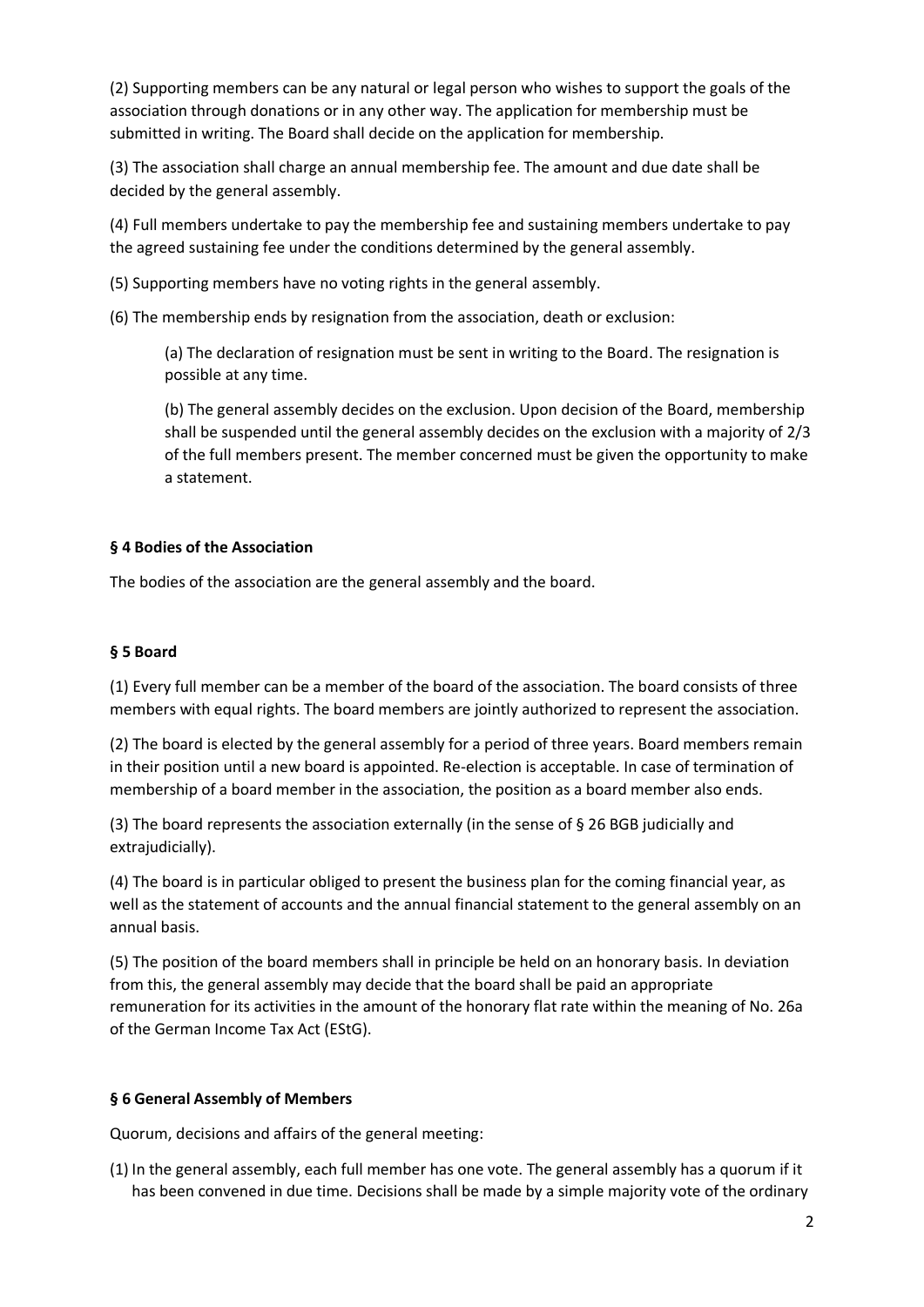(2) Supporting members can be any natural or legal person who wishes to support the goals of the association through donations or in any other way. The application for membership must be submitted in writing. The Board shall decide on the application for membership.

(3) The association shall charge an annual membership fee. The amount and due date shall be decided by the general assembly.

(4) Full members undertake to pay the membership fee and sustaining members undertake to pay the agreed sustaining fee under the conditions determined by the general assembly.

(5) Supporting members have no voting rights in the general assembly.

(6) The membership ends by resignation from the association, death or exclusion:

> (a) The declaration of resignation must be sent in writing to the Board. The resignation is possible at any time.
>
> (b) The general assembly decides on the exclusion. Upon decision of the Board, membership shall be suspended until the general assembly decides on the exclusion with a majority of 2/3 of the full members present. The member concerned must be given the opportunity to make a statement.

**§ 4 Bodies of the Association**

The bodies of the association are the general assembly and the board.

**§ 5 Board**

(1) Every full member can be a member of the board of the association. The board consists of three members with equal rights. The board members are jointly authorized to represent the association.

(2) The board is elected by the general assembly for a period of three years. Board members remain in their position until a new board is appointed. Re-election is acceptable. In case of termination of membership of a board member in the association, the position as a board member also ends.

(3) The board represents the association externally (in the sense of § 26 BGB judicially and extrajudicially).

(4) The board is in particular obliged to present the business plan for the coming financial year, as well as the statement of accounts and the annual financial statement to the general assembly on an annual basis.

(5) The position of the board members shall in principle be held on an honorary basis. In deviation from this, the general assembly may decide that the board shall be paid an appropriate remuneration for its activities in the amount of the honorary flat rate within the meaning of No. 26a of the German Income Tax Act (EStG).

**§ 6 General Assembly of Members**

Quorum, decisions and affairs of the general meeting:

(1) In the general assembly, each full member has one vote. The general assembly has a quorum if it has been convened in due time. Decisions shall be made by a simple majority vote of the ordinary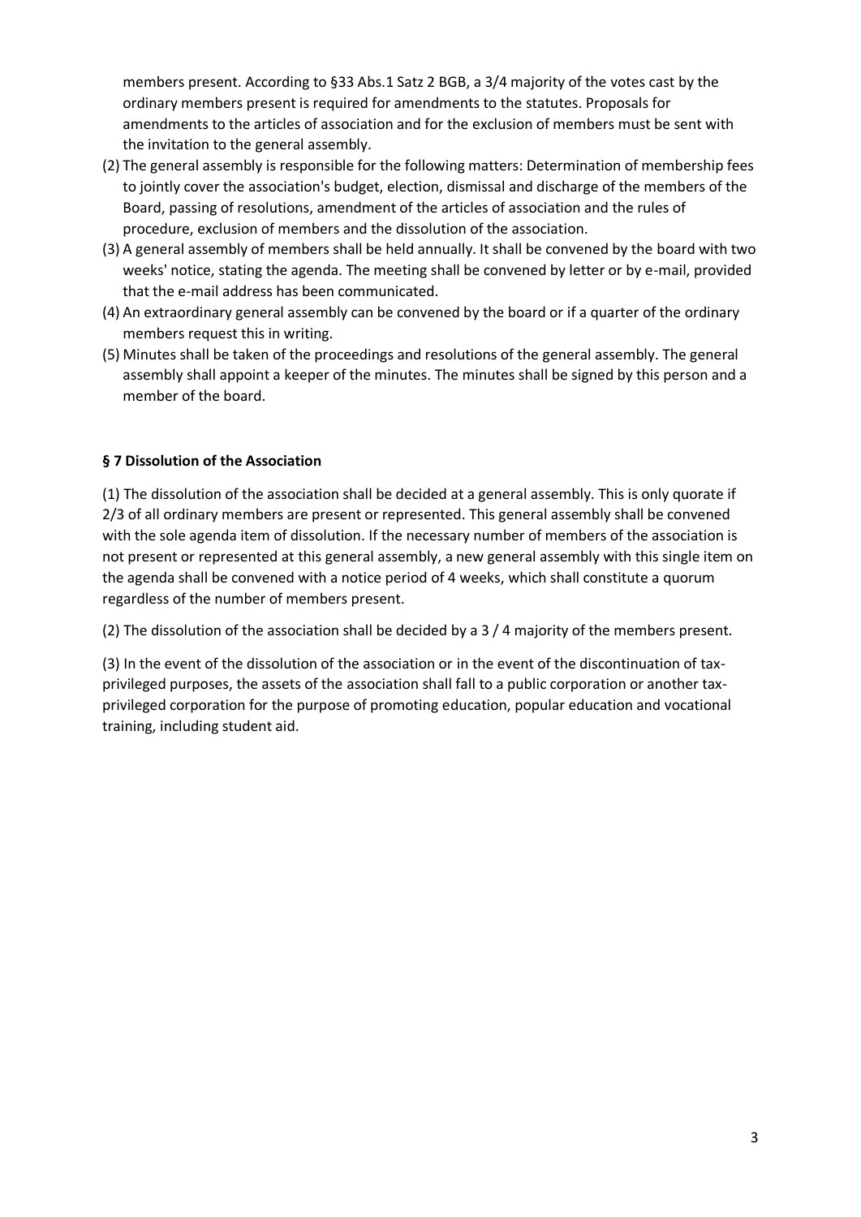members present. According to §33 Abs.1 Satz 2 BGB, a 3/4 majority of the votes cast by the ordinary members present is required for amendments to the statutes. Proposals for amendments to the articles of association and for the exclusion of members must be sent with the invitation to the general assembly.

(2) The general assembly is responsible for the following matters: Determination of membership fees to jointly cover the association's budget, election, dismissal and discharge of the members of the Board, passing of resolutions, amendment of the articles of association and the rules of procedure, exclusion of members and the dissolution of the association.

(3) A general assembly of members shall be held annually. It shall be convened by the board with two weeks' notice, stating the agenda. The meeting shall be convened by letter or by e-mail, provided that the e-mail address has been communicated.

(4) An extraordinary general assembly can be convened by the board or if a quarter of the ordinary members request this in writing.

(5) Minutes shall be taken of the proceedings and resolutions of the general assembly. The general assembly shall appoint a keeper of the minutes. The minutes shall be signed by this person and a member of the board.

**§ 7 Dissolution of the Association**

(1) The dissolution of the association shall be decided at a general assembly. This is only quorate if 2/3 of all ordinary members are present or represented. This general assembly shall be convened with the sole agenda item of dissolution. If the necessary number of members of the association is not present or represented at this general assembly, a new general assembly with this single item on the agenda shall be convened with a notice period of 4 weeks, which shall constitute a quorum regardless of the number of members present.

(2) The dissolution of the association shall be decided by a 3 / 4 majority of the members present.

(3) In the event of the dissolution of the association or in the event of the discontinuation of tax-privileged purposes, the assets of the association shall fall to a public corporation or another tax-privileged corporation for the purpose of promoting education, popular education and vocational training, including student aid.